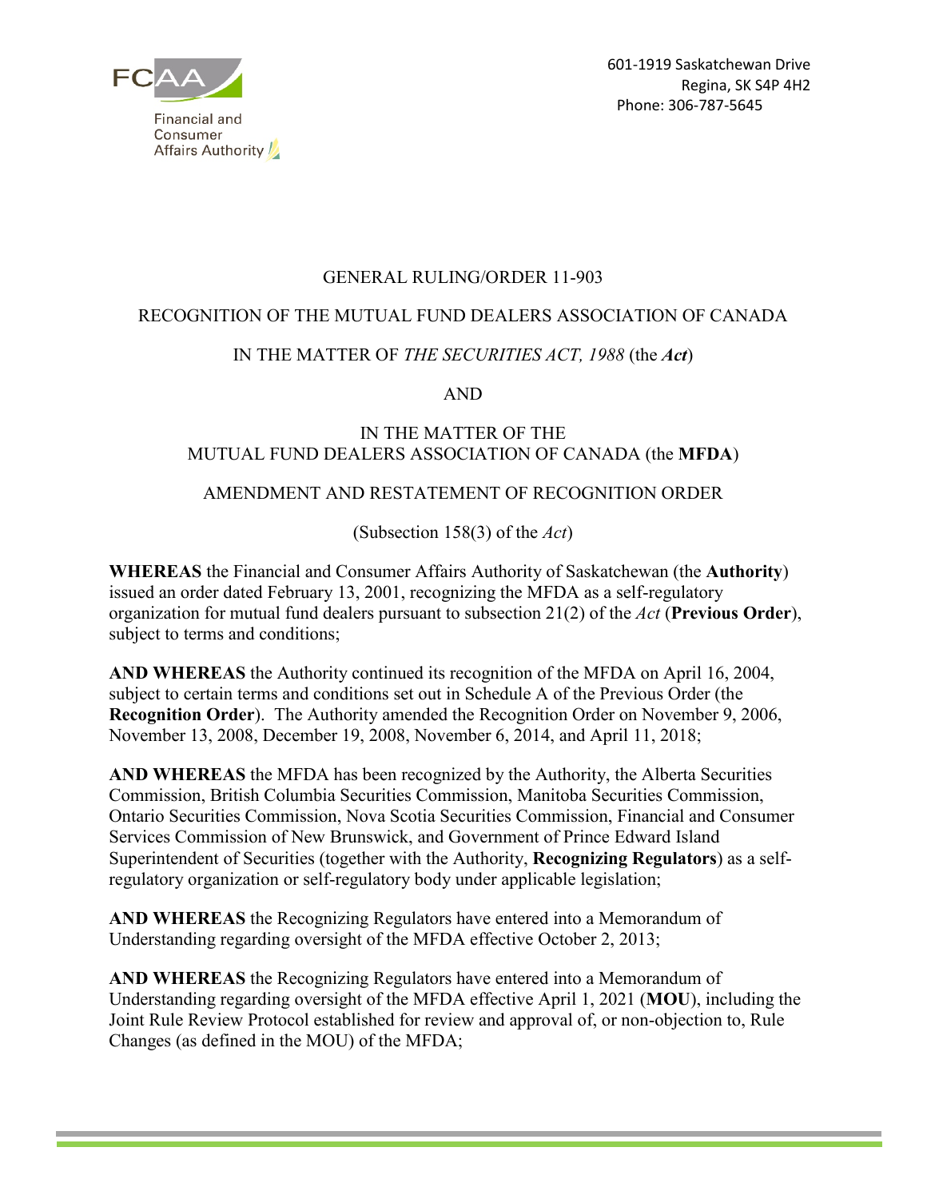Financial and Consumer Affairs Authority

601-1919 Saskatchewan Drive
Regina, SK S4P 4H2
Phone: 306-787-5645

GENERAL RULING/ORDER 11-903

RECOGNITION OF THE MUTUAL FUND DEALERS ASSOCIATION OF CANADA

IN THE MATTER OF *THE SECURITIES ACT, 1988* (the ***Act***)

AND

IN THE MATTER OF THE
MUTUAL FUND DEALERS ASSOCIATION OF CANADA (the **MFDA**)

AMENDMENT AND RESTATEMENT OF RECOGNITION ORDER

(Subsection 158(3) of the *Act*)

**WHEREAS** the Financial and Consumer Affairs Authority of Saskatchewan (the **Authority**) issued an order dated February 13, 2001, recognizing the MFDA as a self-regulatory organization for mutual fund dealers pursuant to subsection 21(2) of the *Act* (**Previous Order**), subject to terms and conditions;

**AND WHEREAS** the Authority continued its recognition of the MFDA on April 16, 2004, subject to certain terms and conditions set out in Schedule A of the Previous Order (the **Recognition Order**). The Authority amended the Recognition Order on November 9, 2006, November 13, 2008, December 19, 2008, November 6, 2014, and April 11, 2018;

**AND WHEREAS** the MFDA has been recognized by the Authority, the Alberta Securities Commission, British Columbia Securities Commission, Manitoba Securities Commission, Ontario Securities Commission, Nova Scotia Securities Commission, Financial and Consumer Services Commission of New Brunswick, and Government of Prince Edward Island Superintendent of Securities (together with the Authority, **Recognizing Regulators**) as a self-regulatory organization or self-regulatory body under applicable legislation;

**AND WHEREAS** the Recognizing Regulators have entered into a Memorandum of Understanding regarding oversight of the MFDA effective October 2, 2013;

**AND WHEREAS** the Recognizing Regulators have entered into a Memorandum of Understanding regarding oversight of the MFDA effective April 1, 2021 (**MOU**), including the Joint Rule Review Protocol established for review and approval of, or non-objection to, Rule Changes (as defined in the MOU) of the MFDA;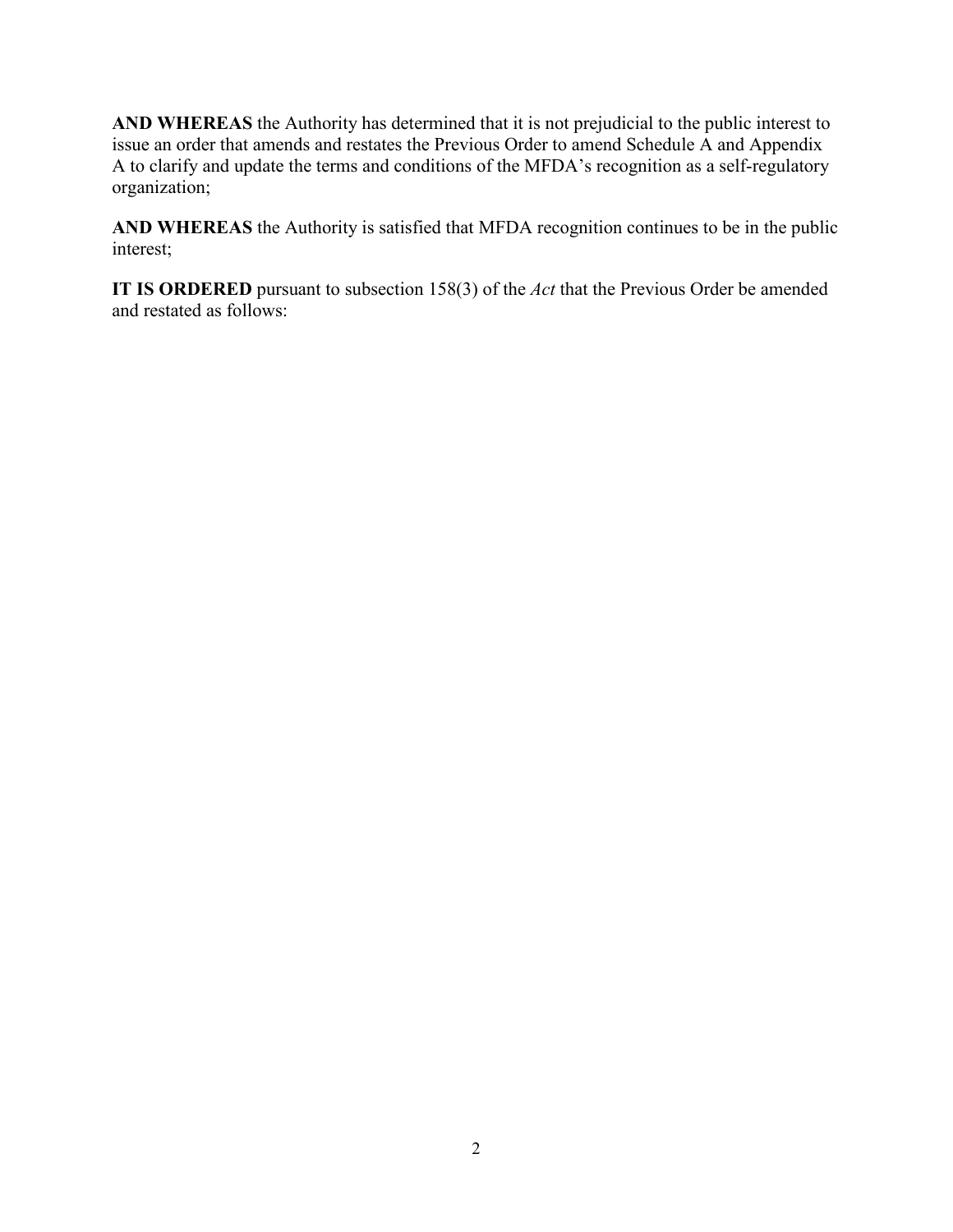**AND WHEREAS** the Authority has determined that it is not prejudicial to the public interest to issue an order that amends and restates the Previous Order to amend Schedule A and Appendix A to clarify and update the terms and conditions of the MFDA's recognition as a self-regulatory organization;

**AND WHEREAS** the Authority is satisfied that MFDA recognition continues to be in the public interest;

**IT IS ORDERED** pursuant to subsection 158(3) of the *Act* that the Previous Order be amended and restated as follows: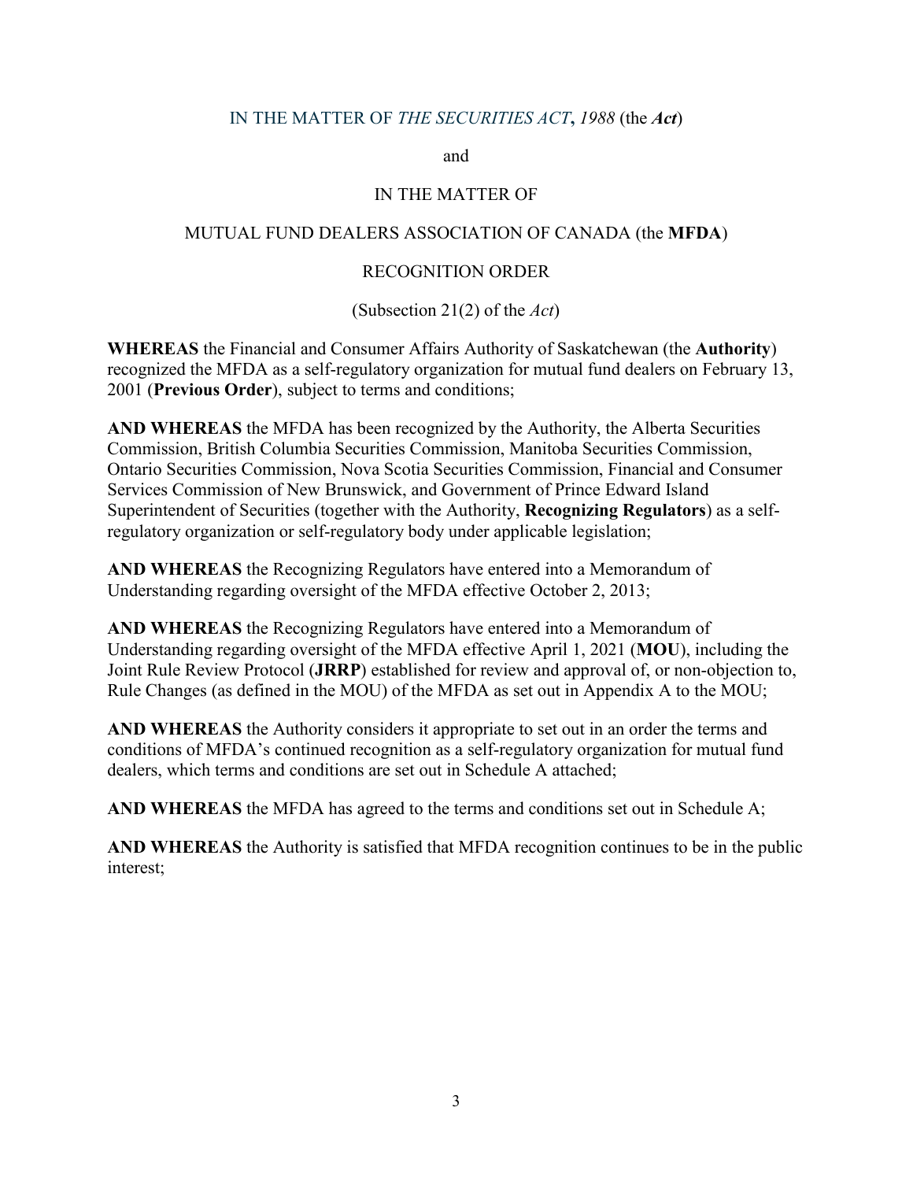IN THE MATTER OF *THE SECURITIES ACT***,** *1988* (the ***Act***)

and

IN THE MATTER OF

MUTUAL FUND DEALERS ASSOCIATION OF CANADA (the **MFDA**)

RECOGNITION ORDER

(Subsection 21(2) of the *Act*)

**WHEREAS** the Financial and Consumer Affairs Authority of Saskatchewan (the **Authority**) recognized the MFDA as a self-regulatory organization for mutual fund dealers on February 13, 2001 (**Previous Order**), subject to terms and conditions;

**AND WHEREAS** the MFDA has been recognized by the Authority, the Alberta Securities Commission, British Columbia Securities Commission, Manitoba Securities Commission, Ontario Securities Commission, Nova Scotia Securities Commission, Financial and Consumer Services Commission of New Brunswick, and Government of Prince Edward Island Superintendent of Securities (together with the Authority, **Recognizing Regulators**) as a self-regulatory organization or self-regulatory body under applicable legislation;

**AND WHEREAS** the Recognizing Regulators have entered into a Memorandum of Understanding regarding oversight of the MFDA effective October 2, 2013;

**AND WHEREAS** the Recognizing Regulators have entered into a Memorandum of Understanding regarding oversight of the MFDA effective April 1, 2021 (**MOU**), including the Joint Rule Review Protocol (**JRRP**) established for review and approval of, or non-objection to, Rule Changes (as defined in the MOU) of the MFDA as set out in Appendix A to the MOU;

**AND WHEREAS** the Authority considers it appropriate to set out in an order the terms and conditions of MFDA's continued recognition as a self-regulatory organization for mutual fund dealers, which terms and conditions are set out in Schedule A attached;

**AND WHEREAS** the MFDA has agreed to the terms and conditions set out in Schedule A;

**AND WHEREAS** the Authority is satisfied that MFDA recognition continues to be in the public interest;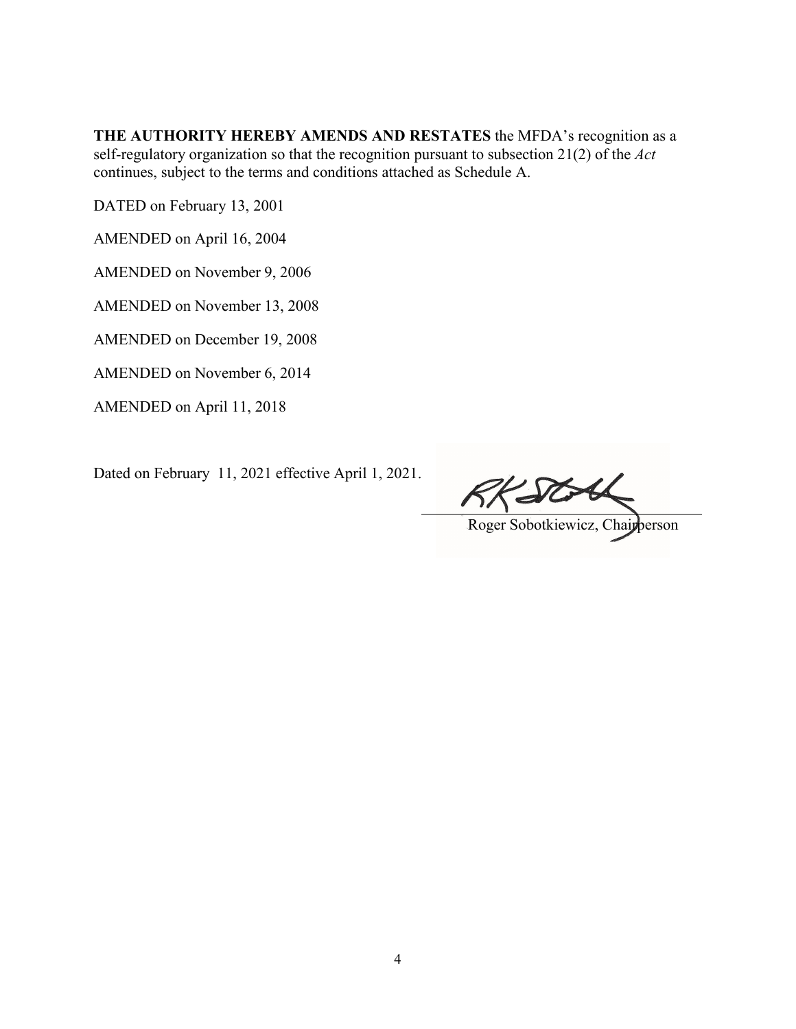**THE AUTHORITY HEREBY AMENDS AND RESTATES** the MFDA's recognition as a self-regulatory organization so that the recognition pursuant to subsection 21(2) of the *Act* continues, subject to the terms and conditions attached as Schedule A.

DATED on February 13, 2001

AMENDED on April 16, 2004

AMENDED on November 9, 2006

AMENDED on November 13, 2008

AMENDED on December 19, 2008

AMENDED on November 6, 2014

AMENDED on April 11, 2018

Dated on February 11, 2021 effective April 1, 2021.

Roger Sobotkiewicz, Chairperson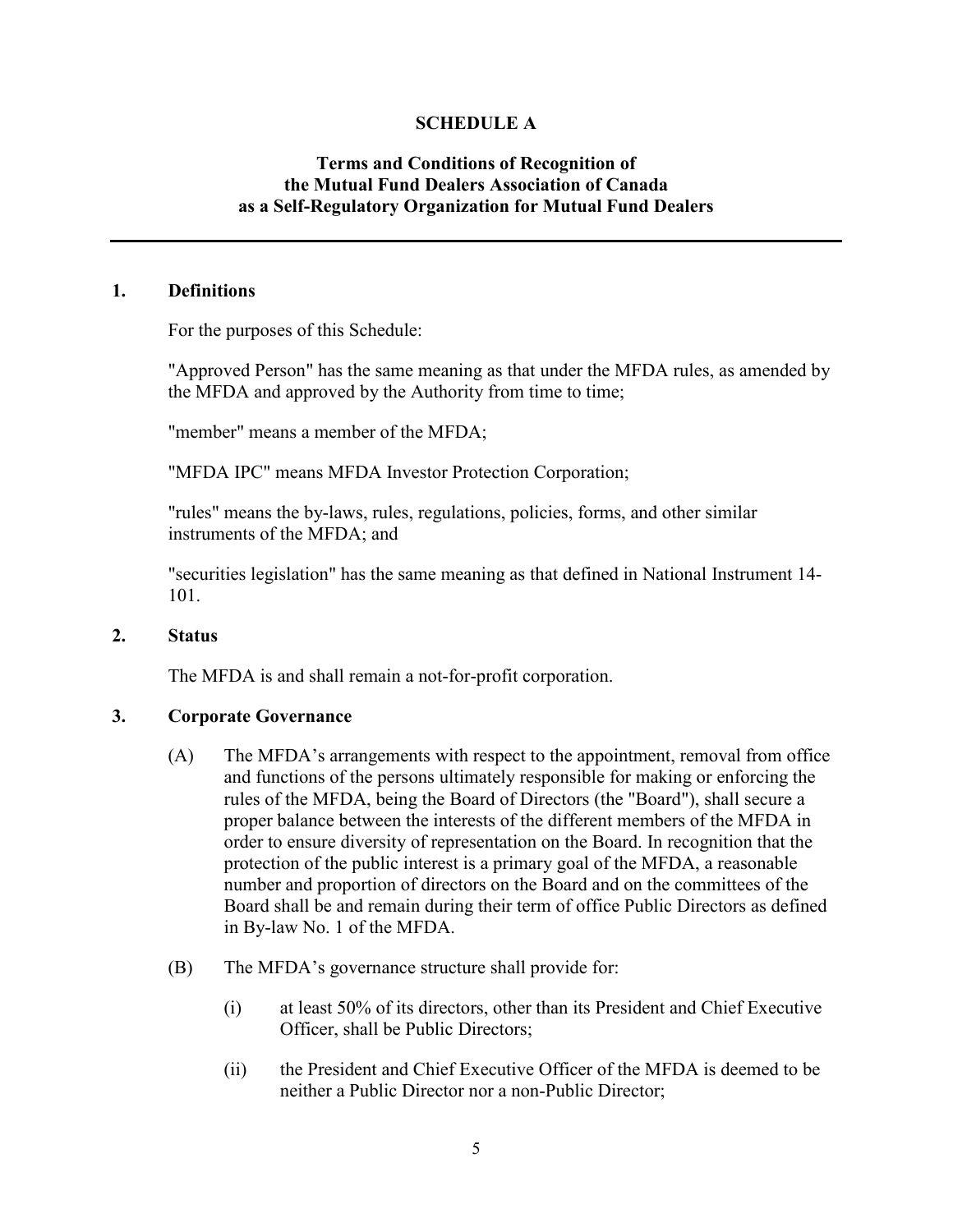**SCHEDULE A**

**Terms and Conditions of Recognition of the Mutual Fund Dealers Association of Canada as a Self-Regulatory Organization for Mutual Fund Dealers**

---

**1. Definitions**

For the purposes of this Schedule:

"Approved Person" has the same meaning as that under the MFDA rules, as amended by the MFDA and approved by the Authority from time to time;

"member" means a member of the MFDA;

"MFDA IPC" means MFDA Investor Protection Corporation;

"rules" means the by-laws, rules, regulations, policies, forms, and other similar instruments of the MFDA; and

"securities legislation" has the same meaning as that defined in National Instrument 14-101.

**2. Status**

The MFDA is and shall remain a not-for-profit corporation.

**3. Corporate Governance**

(A) The MFDA's arrangements with respect to the appointment, removal from office and functions of the persons ultimately responsible for making or enforcing the rules of the MFDA, being the Board of Directors (the "Board"), shall secure a proper balance between the interests of the different members of the MFDA in order to ensure diversity of representation on the Board. In recognition that the protection of the public interest is a primary goal of the MFDA, a reasonable number and proportion of directors on the Board and on the committees of the Board shall be and remain during their term of office Public Directors as defined in By-law No. 1 of the MFDA.

(B) The MFDA's governance structure shall provide for:

(i) at least 50% of its directors, other than its President and Chief Executive Officer, shall be Public Directors;

(ii) the President and Chief Executive Officer of the MFDA is deemed to be neither a Public Director nor a non-Public Director;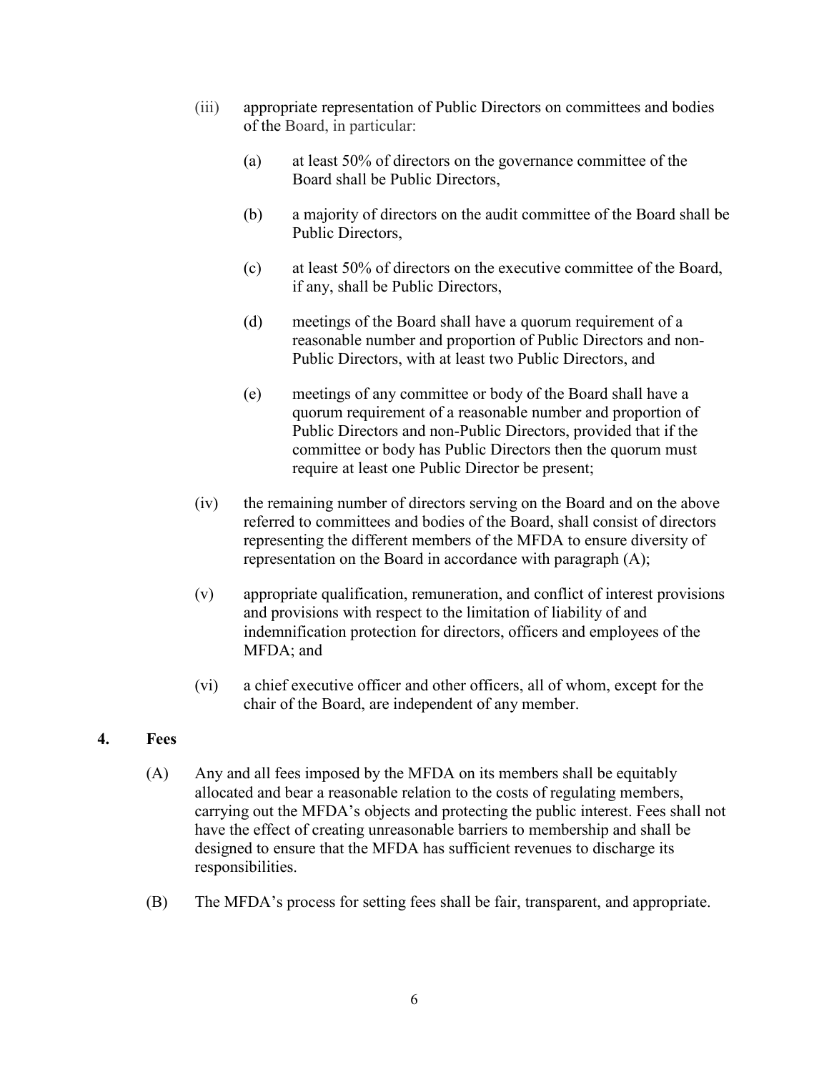(iii) appropriate representation of Public Directors on committees and bodies of the Board, in particular:

(a) at least 50% of directors on the governance committee of the Board shall be Public Directors,

(b) a majority of directors on the audit committee of the Board shall be Public Directors,

(c) at least 50% of directors on the executive committee of the Board, if any, shall be Public Directors,

(d) meetings of the Board shall have a quorum requirement of a reasonable number and proportion of Public Directors and non-Public Directors, with at least two Public Directors, and

(e) meetings of any committee or body of the Board shall have a quorum requirement of a reasonable number and proportion of Public Directors and non-Public Directors, provided that if the committee or body has Public Directors then the quorum must require at least one Public Director be present;

(iv) the remaining number of directors serving on the Board and on the above referred to committees and bodies of the Board, shall consist of directors representing the different members of the MFDA to ensure diversity of representation on the Board in accordance with paragraph (A);

(v) appropriate qualification, remuneration, and conflict of interest provisions and provisions with respect to the limitation of liability of and indemnification protection for directors, officers and employees of the MFDA; and

(vi) a chief executive officer and other officers, all of whom, except for the chair of the Board, are independent of any member.

## 4. Fees

(A) Any and all fees imposed by the MFDA on its members shall be equitably allocated and bear a reasonable relation to the costs of regulating members, carrying out the MFDA's objects and protecting the public interest. Fees shall not have the effect of creating unreasonable barriers to membership and shall be designed to ensure that the MFDA has sufficient revenues to discharge its responsibilities.

(B) The MFDA's process for setting fees shall be fair, transparent, and appropriate.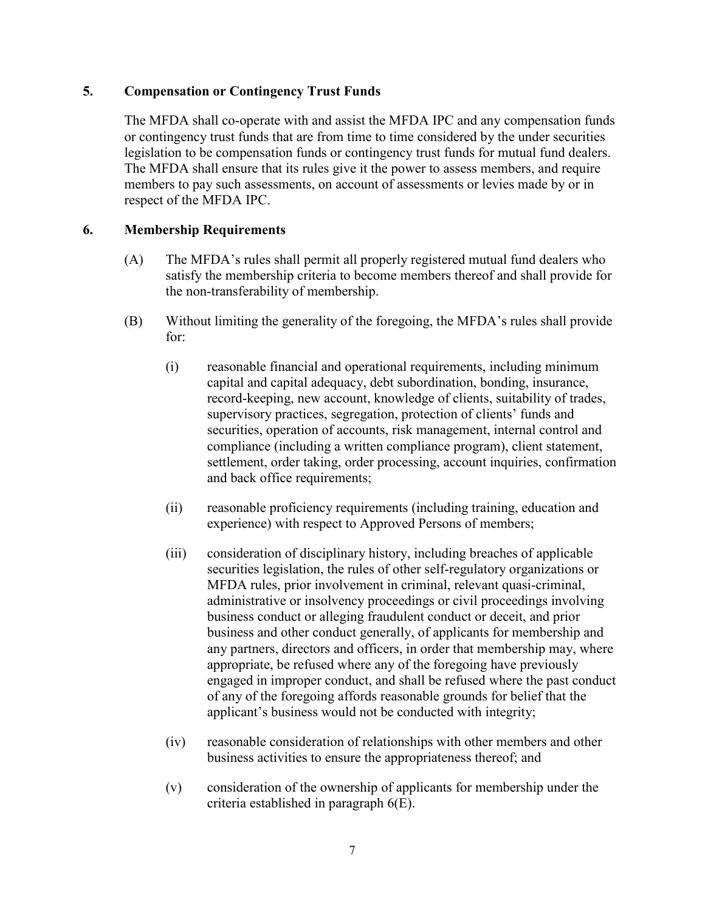## 5. Compensation or Contingency Trust Funds

The MFDA shall co-operate with and assist the MFDA IPC and any compensation funds or contingency trust funds that are from time to time considered by the under securities legislation to be compensation funds or contingency trust funds for mutual fund dealers. The MFDA shall ensure that its rules give it the power to assess members, and require members to pay such assessments, on account of assessments or levies made by or in respect of the MFDA IPC.

## 6. Membership Requirements

(A) The MFDA's rules shall permit all properly registered mutual fund dealers who satisfy the membership criteria to become members thereof and shall provide for the non-transferability of membership.

(B) Without limiting the generality of the foregoing, the MFDA's rules shall provide for:

(i) reasonable financial and operational requirements, including minimum capital and capital adequacy, debt subordination, bonding, insurance, record-keeping, new account, knowledge of clients, suitability of trades, supervisory practices, segregation, protection of clients' funds and securities, operation of accounts, risk management, internal control and compliance (including a written compliance program), client statement, settlement, order taking, order processing, account inquiries, confirmation and back office requirements;

(ii) reasonable proficiency requirements (including training, education and experience) with respect to Approved Persons of members;

(iii) consideration of disciplinary history, including breaches of applicable securities legislation, the rules of other self-regulatory organizations or MFDA rules, prior involvement in criminal, relevant quasi-criminal, administrative or insolvency proceedings or civil proceedings involving business conduct or alleging fraudulent conduct or deceit, and prior business and other conduct generally, of applicants for membership and any partners, directors and officers, in order that membership may, where appropriate, be refused where any of the foregoing have previously engaged in improper conduct, and shall be refused where the past conduct of any of the foregoing affords reasonable grounds for belief that the applicant's business would not be conducted with integrity;

(iv) reasonable consideration of relationships with other members and other business activities to ensure the appropriateness thereof; and

(v) consideration of the ownership of applicants for membership under the criteria established in paragraph 6(E).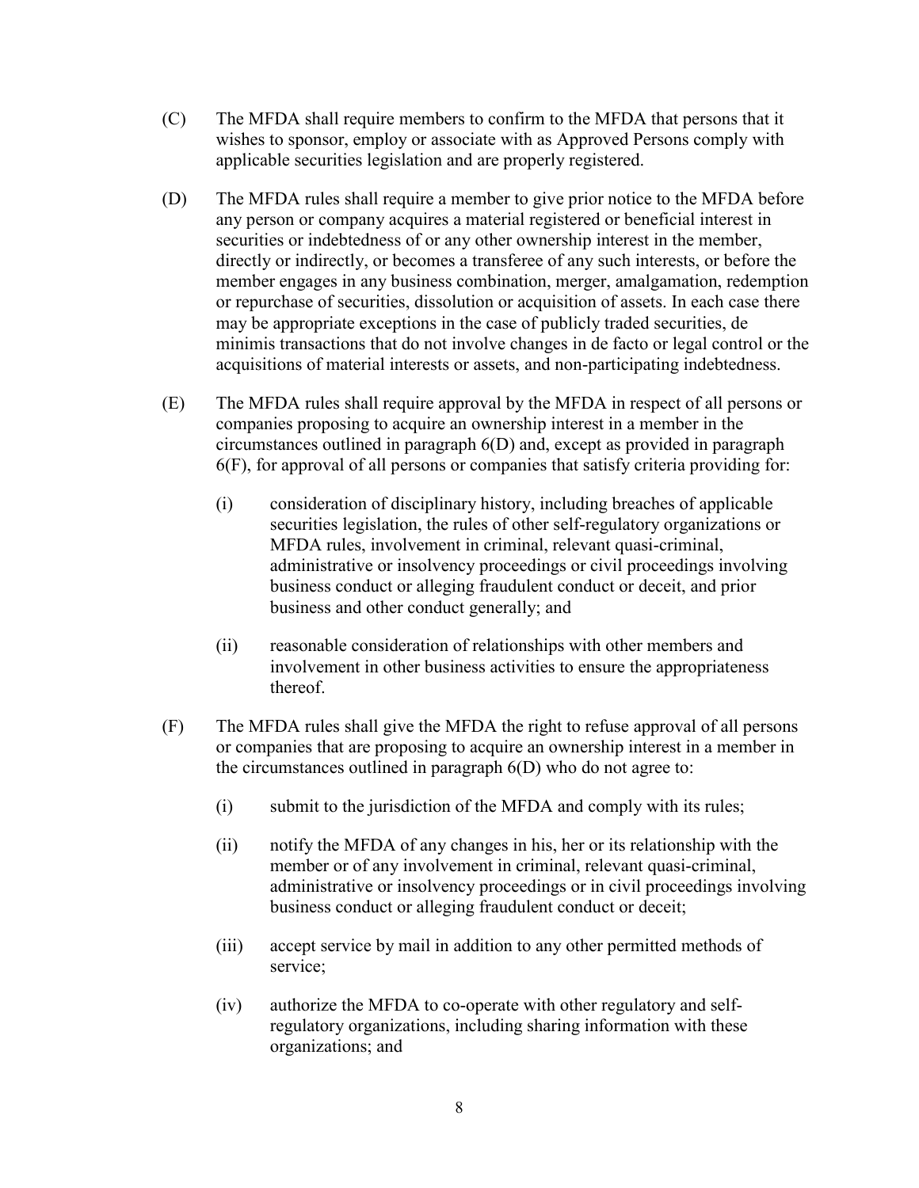(C) The MFDA shall require members to confirm to the MFDA that persons that it wishes to sponsor, employ or associate with as Approved Persons comply with applicable securities legislation and are properly registered.

(D) The MFDA rules shall require a member to give prior notice to the MFDA before any person or company acquires a material registered or beneficial interest in securities or indebtedness of or any other ownership interest in the member, directly or indirectly, or becomes a transferee of any such interests, or before the member engages in any business combination, merger, amalgamation, redemption or repurchase of securities, dissolution or acquisition of assets. In each case there may be appropriate exceptions in the case of publicly traded securities, de minimis transactions that do not involve changes in de facto or legal control or the acquisitions of material interests or assets, and non-participating indebtedness.

(E) The MFDA rules shall require approval by the MFDA in respect of all persons or companies proposing to acquire an ownership interest in a member in the circumstances outlined in paragraph 6(D) and, except as provided in paragraph 6(F), for approval of all persons or companies that satisfy criteria providing for:

   (i) consideration of disciplinary history, including breaches of applicable securities legislation, the rules of other self-regulatory organizations or MFDA rules, involvement in criminal, relevant quasi-criminal, administrative or insolvency proceedings or civil proceedings involving business conduct or alleging fraudulent conduct or deceit, and prior business and other conduct generally; and

   (ii) reasonable consideration of relationships with other members and involvement in other business activities to ensure the appropriateness thereof.

(F) The MFDA rules shall give the MFDA the right to refuse approval of all persons or companies that are proposing to acquire an ownership interest in a member in the circumstances outlined in paragraph 6(D) who do not agree to:

   (i) submit to the jurisdiction of the MFDA and comply with its rules;

   (ii) notify the MFDA of any changes in his, her or its relationship with the member or of any involvement in criminal, relevant quasi-criminal, administrative or insolvency proceedings or in civil proceedings involving business conduct or alleging fraudulent conduct or deceit;

   (iii) accept service by mail in addition to any other permitted methods of service;

   (iv) authorize the MFDA to co-operate with other regulatory and self-regulatory organizations, including sharing information with these organizations; and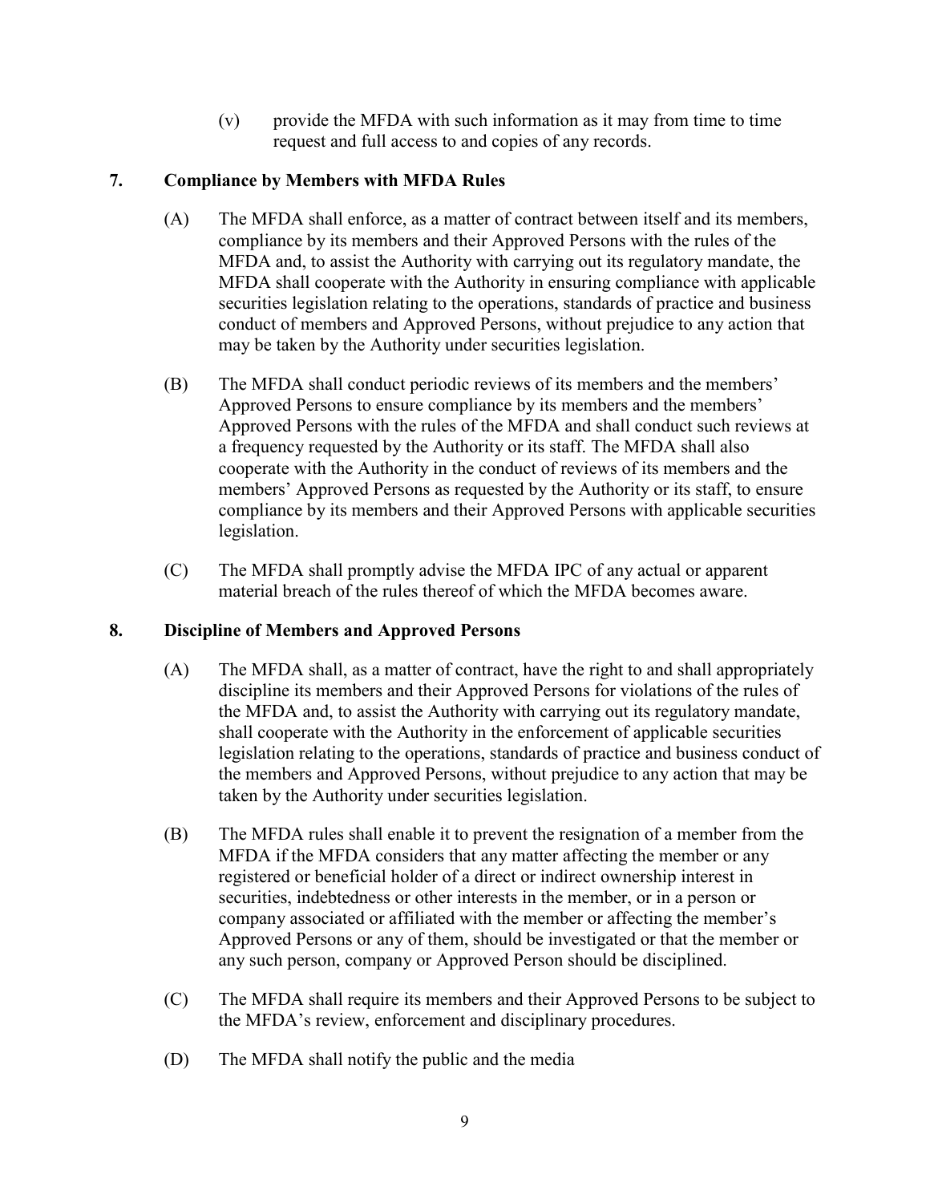(v) provide the MFDA with such information as it may from time to time request and full access to and copies of any records.

## 7. Compliance by Members with MFDA Rules

(A) The MFDA shall enforce, as a matter of contract between itself and its members, compliance by its members and their Approved Persons with the rules of the MFDA and, to assist the Authority with carrying out its regulatory mandate, the MFDA shall cooperate with the Authority in ensuring compliance with applicable securities legislation relating to the operations, standards of practice and business conduct of members and Approved Persons, without prejudice to any action that may be taken by the Authority under securities legislation.

(B) The MFDA shall conduct periodic reviews of its members and the members' Approved Persons to ensure compliance by its members and the members' Approved Persons with the rules of the MFDA and shall conduct such reviews at a frequency requested by the Authority or its staff. The MFDA shall also cooperate with the Authority in the conduct of reviews of its members and the members' Approved Persons as requested by the Authority or its staff, to ensure compliance by its members and their Approved Persons with applicable securities legislation.

(C) The MFDA shall promptly advise the MFDA IPC of any actual or apparent material breach of the rules thereof of which the MFDA becomes aware.

## 8. Discipline of Members and Approved Persons

(A) The MFDA shall, as a matter of contract, have the right to and shall appropriately discipline its members and their Approved Persons for violations of the rules of the MFDA and, to assist the Authority with carrying out its regulatory mandate, shall cooperate with the Authority in the enforcement of applicable securities legislation relating to the operations, standards of practice and business conduct of the members and Approved Persons, without prejudice to any action that may be taken by the Authority under securities legislation.

(B) The MFDA rules shall enable it to prevent the resignation of a member from the MFDA if the MFDA considers that any matter affecting the member or any registered or beneficial holder of a direct or indirect ownership interest in securities, indebtedness or other interests in the member, or in a person or company associated or affiliated with the member or affecting the member's Approved Persons or any of them, should be investigated or that the member or any such person, company or Approved Person should be disciplined.

(C) The MFDA shall require its members and their Approved Persons to be subject to the MFDA's review, enforcement and disciplinary procedures.

(D) The MFDA shall notify the public and the media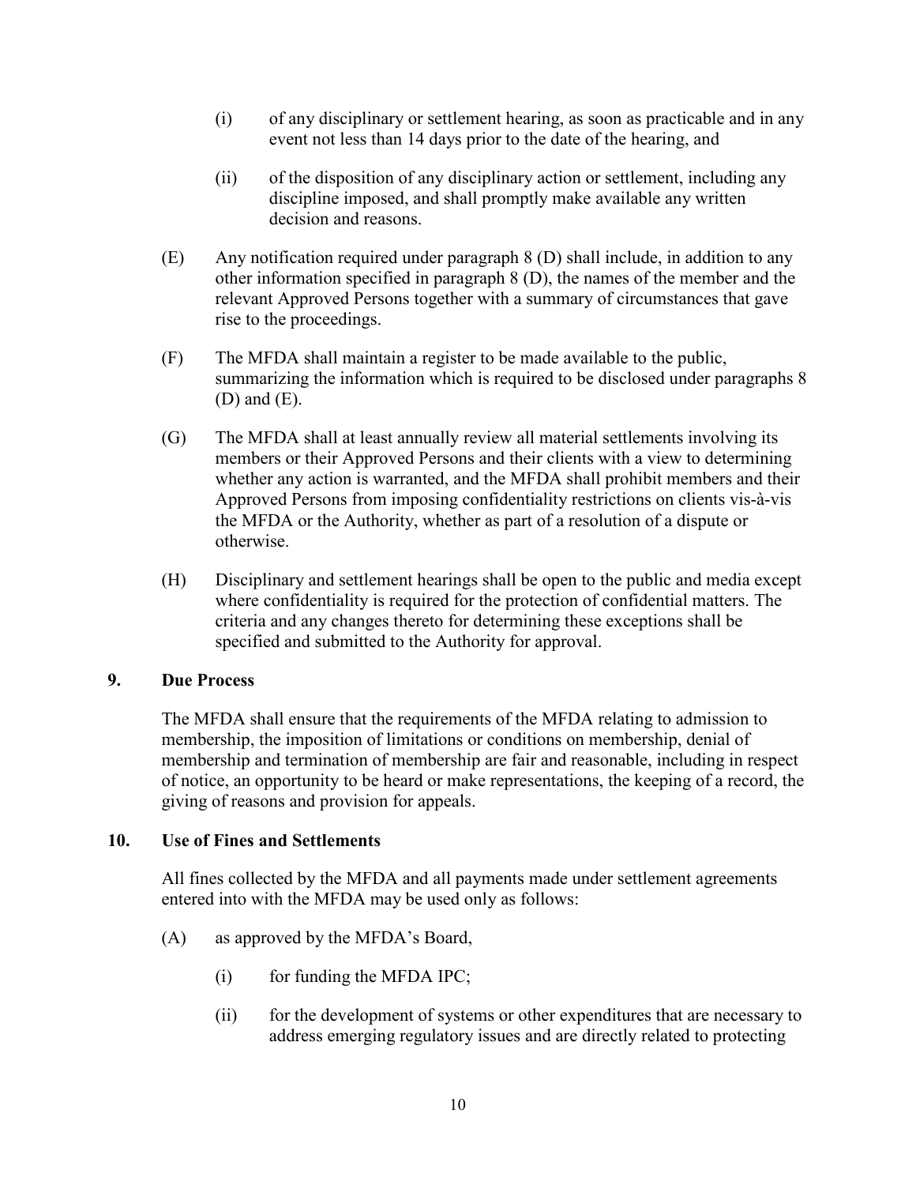(i) of any disciplinary or settlement hearing, as soon as practicable and in any event not less than 14 days prior to the date of the hearing, and

(ii) of the disposition of any disciplinary action or settlement, including any discipline imposed, and shall promptly make available any written decision and reasons.

(E) Any notification required under paragraph 8 (D) shall include, in addition to any other information specified in paragraph 8 (D), the names of the member and the relevant Approved Persons together with a summary of circumstances that gave rise to the proceedings.

(F) The MFDA shall maintain a register to be made available to the public, summarizing the information which is required to be disclosed under paragraphs 8 (D) and (E).

(G) The MFDA shall at least annually review all material settlements involving its members or their Approved Persons and their clients with a view to determining whether any action is warranted, and the MFDA shall prohibit members and their Approved Persons from imposing confidentiality restrictions on clients vis-à-vis the MFDA or the Authority, whether as part of a resolution of a dispute or otherwise.

(H) Disciplinary and settlement hearings shall be open to the public and media except where confidentiality is required for the protection of confidential matters. The criteria and any changes thereto for determining these exceptions shall be specified and submitted to the Authority for approval.

## 9. Due Process

The MFDA shall ensure that the requirements of the MFDA relating to admission to membership, the imposition of limitations or conditions on membership, denial of membership and termination of membership are fair and reasonable, including in respect of notice, an opportunity to be heard or make representations, the keeping of a record, the giving of reasons and provision for appeals.

## 10. Use of Fines and Settlements

All fines collected by the MFDA and all payments made under settlement agreements entered into with the MFDA may be used only as follows:

(A) as approved by the MFDA's Board,

(i) for funding the MFDA IPC;

(ii) for the development of systems or other expenditures that are necessary to address emerging regulatory issues and are directly related to protecting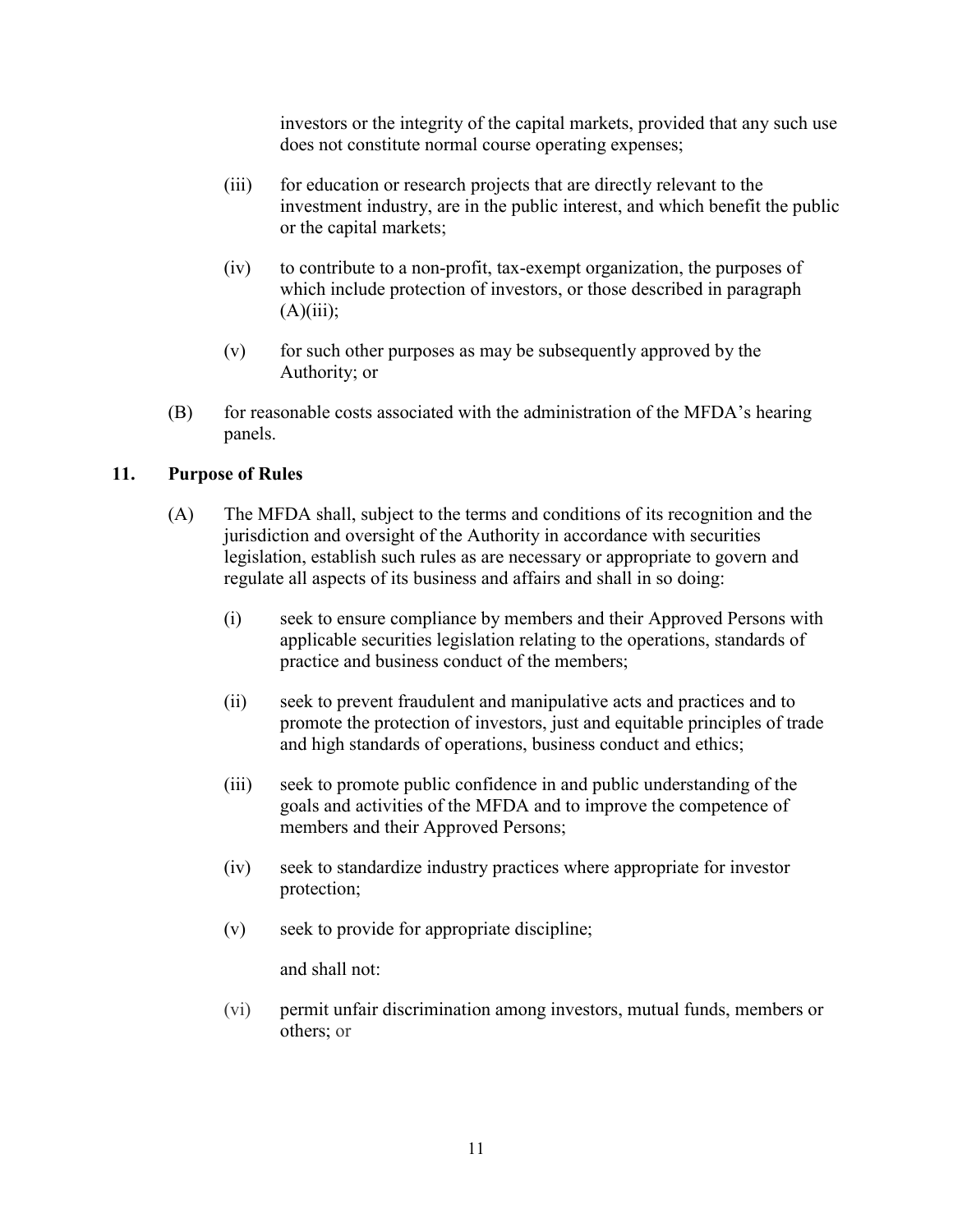investors or the integrity of the capital markets, provided that any such use does not constitute normal course operating expenses;

(iii) for education or research projects that are directly relevant to the investment industry, are in the public interest, and which benefit the public or the capital markets;

(iv) to contribute to a non-profit, tax-exempt organization, the purposes of which include protection of investors, or those described in paragraph (A)(iii);

(v) for such other purposes as may be subsequently approved by the Authority; or

(B) for reasonable costs associated with the administration of the MFDA's hearing panels.

## 11. Purpose of Rules

(A) The MFDA shall, subject to the terms and conditions of its recognition and the jurisdiction and oversight of the Authority in accordance with securities legislation, establish such rules as are necessary or appropriate to govern and regulate all aspects of its business and affairs and shall in so doing:

(i) seek to ensure compliance by members and their Approved Persons with applicable securities legislation relating to the operations, standards of practice and business conduct of the members;

(ii) seek to prevent fraudulent and manipulative acts and practices and to promote the protection of investors, just and equitable principles of trade and high standards of operations, business conduct and ethics;

(iii) seek to promote public confidence in and public understanding of the goals and activities of the MFDA and to improve the competence of members and their Approved Persons;

(iv) seek to standardize industry practices where appropriate for investor protection;

(v) seek to provide for appropriate discipline;

and shall not:

(vi) permit unfair discrimination among investors, mutual funds, members or others; or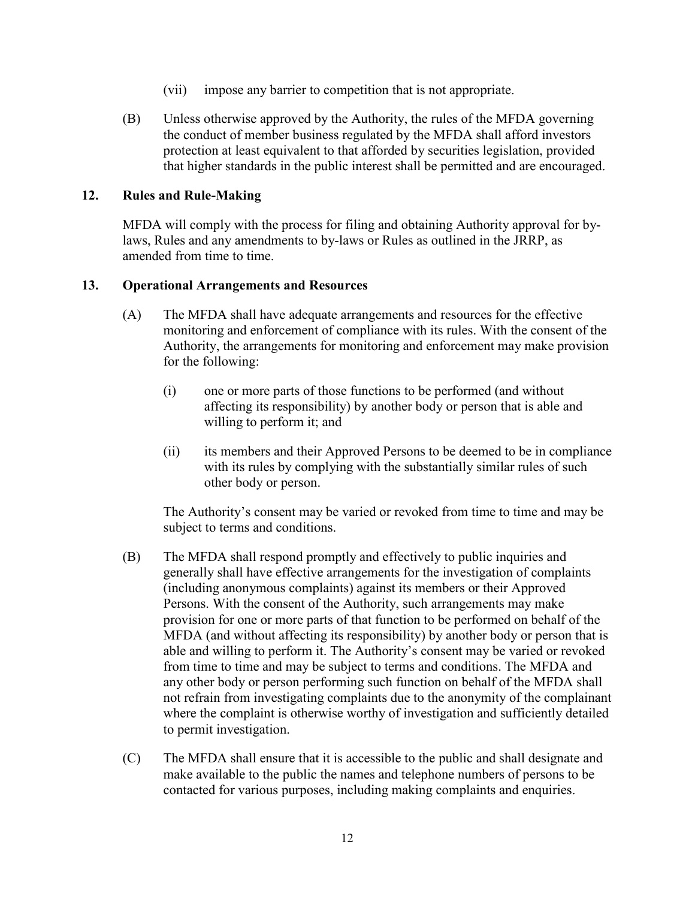(vii) impose any barrier to competition that is not appropriate.

(B) Unless otherwise approved by the Authority, the rules of the MFDA governing the conduct of member business regulated by the MFDA shall afford investors protection at least equivalent to that afforded by securities legislation, provided that higher standards in the public interest shall be permitted and are encouraged.

## 12. Rules and Rule-Making

MFDA will comply with the process for filing and obtaining Authority approval for by-laws, Rules and any amendments to by-laws or Rules as outlined in the JRRP, as amended from time to time.

## 13. Operational Arrangements and Resources

(A) The MFDA shall have adequate arrangements and resources for the effective monitoring and enforcement of compliance with its rules. With the consent of the Authority, the arrangements for monitoring and enforcement may make provision for the following:

(i) one or more parts of those functions to be performed (and without affecting its responsibility) by another body or person that is able and willing to perform it; and

(ii) its members and their Approved Persons to be deemed to be in compliance with its rules by complying with the substantially similar rules of such other body or person.

The Authority's consent may be varied or revoked from time to time and may be subject to terms and conditions.

(B) The MFDA shall respond promptly and effectively to public inquiries and generally shall have effective arrangements for the investigation of complaints (including anonymous complaints) against its members or their Approved Persons. With the consent of the Authority, such arrangements may make provision for one or more parts of that function to be performed on behalf of the MFDA (and without affecting its responsibility) by another body or person that is able and willing to perform it. The Authority's consent may be varied or revoked from time to time and may be subject to terms and conditions. The MFDA and any other body or person performing such function on behalf of the MFDA shall not refrain from investigating complaints due to the anonymity of the complainant where the complaint is otherwise worthy of investigation and sufficiently detailed to permit investigation.

(C) The MFDA shall ensure that it is accessible to the public and shall designate and make available to the public the names and telephone numbers of persons to be contacted for various purposes, including making complaints and enquiries.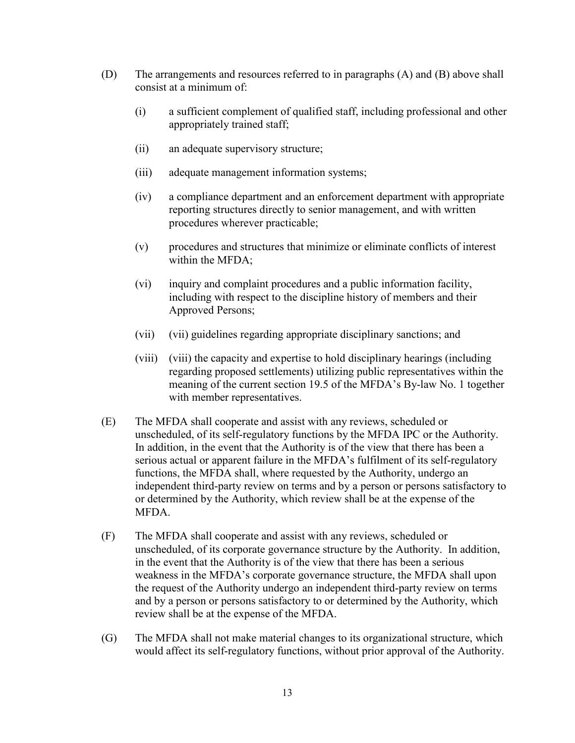(D) The arrangements and resources referred to in paragraphs (A) and (B) above shall consist at a minimum of:

   (i) a sufficient complement of qualified staff, including professional and other appropriately trained staff;

   (ii) an adequate supervisory structure;

   (iii) adequate management information systems;

   (iv) a compliance department and an enforcement department with appropriate reporting structures directly to senior management, and with written procedures wherever practicable;

   (v) procedures and structures that minimize or eliminate conflicts of interest within the MFDA;

   (vi) inquiry and complaint procedures and a public information facility, including with respect to the discipline history of members and their Approved Persons;

   (vii) (vii) guidelines regarding appropriate disciplinary sanctions; and

   (viii) (viii) the capacity and expertise to hold disciplinary hearings (including regarding proposed settlements) utilizing public representatives within the meaning of the current section 19.5 of the MFDA's By-law No. 1 together with member representatives.

(E) The MFDA shall cooperate and assist with any reviews, scheduled or unscheduled, of its self-regulatory functions by the MFDA IPC or the Authority. In addition, in the event that the Authority is of the view that there has been a serious actual or apparent failure in the MFDA's fulfilment of its self-regulatory functions, the MFDA shall, where requested by the Authority, undergo an independent third-party review on terms and by a person or persons satisfactory to or determined by the Authority, which review shall be at the expense of the MFDA.

(F) The MFDA shall cooperate and assist with any reviews, scheduled or unscheduled, of its corporate governance structure by the Authority. In addition, in the event that the Authority is of the view that there has been a serious weakness in the MFDA's corporate governance structure, the MFDA shall upon the request of the Authority undergo an independent third-party review on terms and by a person or persons satisfactory to or determined by the Authority, which review shall be at the expense of the MFDA.

(G) The MFDA shall not make material changes to its organizational structure, which would affect its self-regulatory functions, without prior approval of the Authority.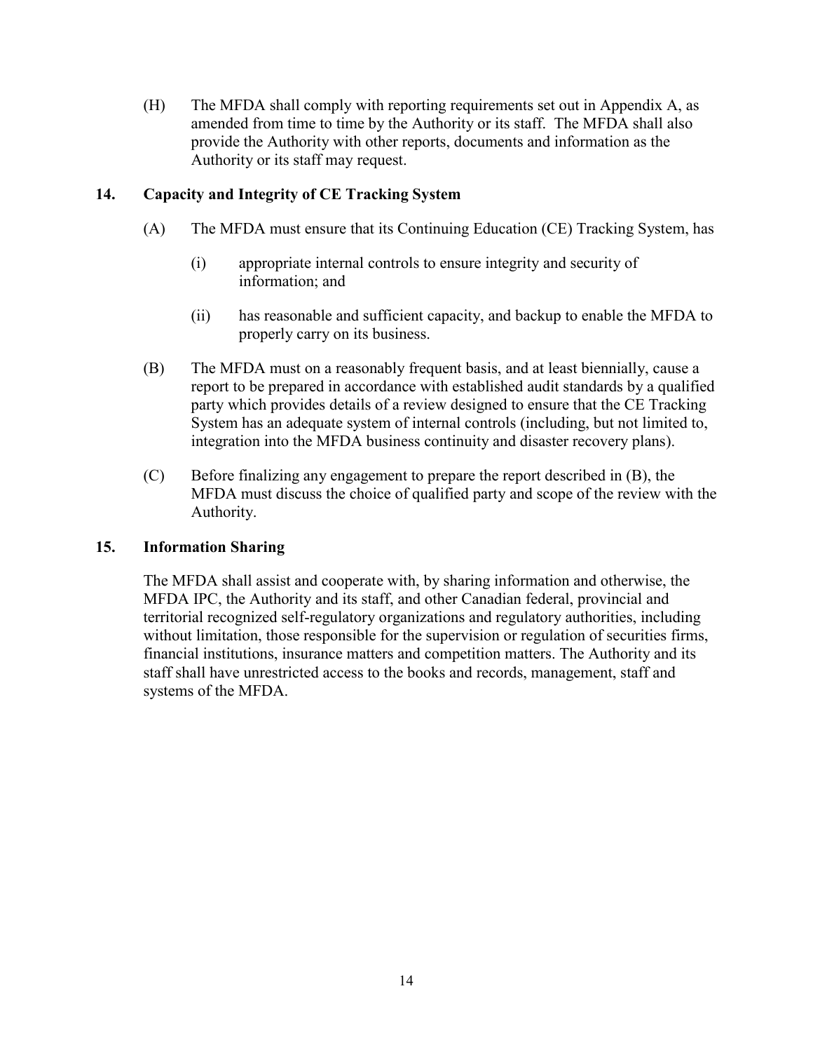(H) The MFDA shall comply with reporting requirements set out in Appendix A, as amended from time to time by the Authority or its staff. The MFDA shall also provide the Authority with other reports, documents and information as the Authority or its staff may request.

## 14. Capacity and Integrity of CE Tracking System

(A) The MFDA must ensure that its Continuing Education (CE) Tracking System, has

   (i) appropriate internal controls to ensure integrity and security of information; and

   (ii) has reasonable and sufficient capacity, and backup to enable the MFDA to properly carry on its business.

(B) The MFDA must on a reasonably frequent basis, and at least biennially, cause a report to be prepared in accordance with established audit standards by a qualified party which provides details of a review designed to ensure that the CE Tracking System has an adequate system of internal controls (including, but not limited to, integration into the MFDA business continuity and disaster recovery plans).

(C) Before finalizing any engagement to prepare the report described in (B), the MFDA must discuss the choice of qualified party and scope of the review with the Authority.

## 15. Information Sharing

The MFDA shall assist and cooperate with, by sharing information and otherwise, the MFDA IPC, the Authority and its staff, and other Canadian federal, provincial and territorial recognized self-regulatory organizations and regulatory authorities, including without limitation, those responsible for the supervision or regulation of securities firms, financial institutions, insurance matters and competition matters. The Authority and its staff shall have unrestricted access to the books and records, management, staff and systems of the MFDA.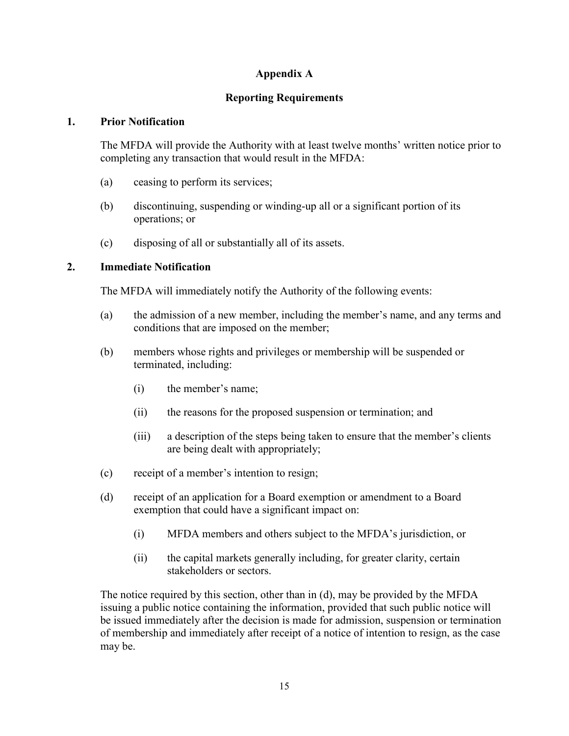# Appendix A

## Reporting Requirements

### 1. Prior Notification

The MFDA will provide the Authority with at least twelve months' written notice prior to completing any transaction that would result in the MFDA:

(a) ceasing to perform its services;

(b) discontinuing, suspending or winding-up all or a significant portion of its operations; or

(c) disposing of all or substantially all of its assets.

### 2. Immediate Notification

The MFDA will immediately notify the Authority of the following events:

(a) the admission of a new member, including the member's name, and any terms and conditions that are imposed on the member;

(b) members whose rights and privileges or membership will be suspended or terminated, including:

- (i) the member's name;
- (ii) the reasons for the proposed suspension or termination; and
- (iii) a description of the steps being taken to ensure that the member's clients are being dealt with appropriately;

(c) receipt of a member's intention to resign;

(d) receipt of an application for a Board exemption or amendment to a Board exemption that could have a significant impact on:

- (i) MFDA members and others subject to the MFDA's jurisdiction, or
- (ii) the capital markets generally including, for greater clarity, certain stakeholders or sectors.

The notice required by this section, other than in (d), may be provided by the MFDA issuing a public notice containing the information, provided that such public notice will be issued immediately after the decision is made for admission, suspension or termination of membership and immediately after receipt of a notice of intention to resign, as the case may be.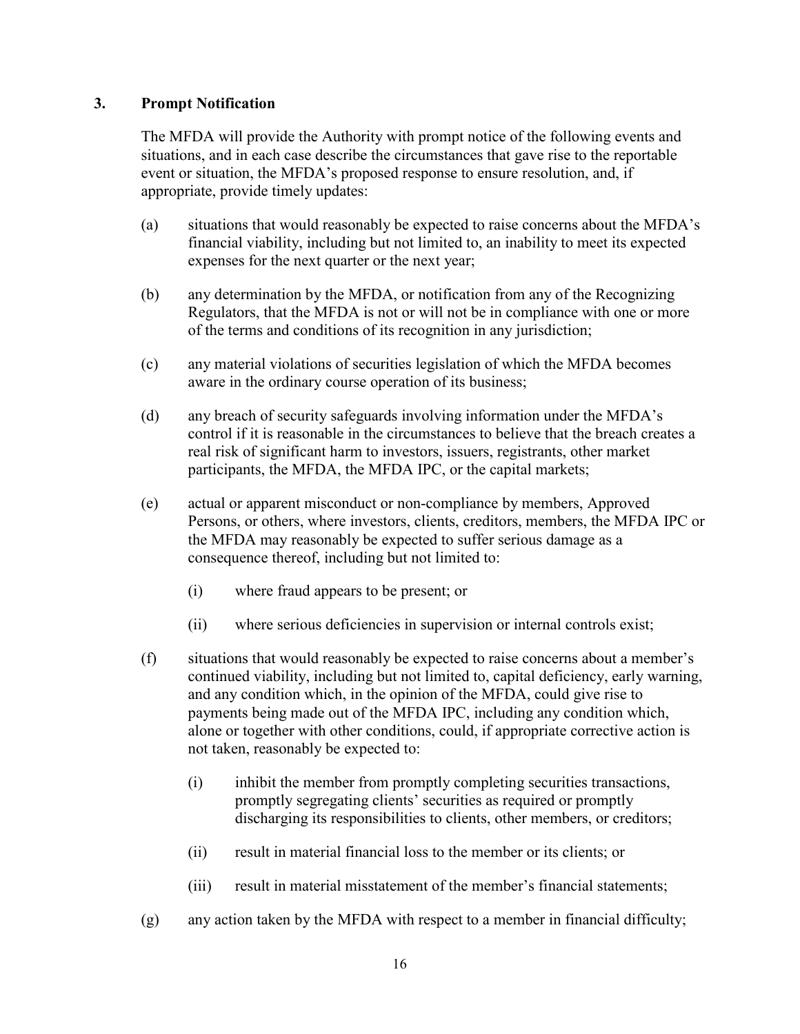## 3. Prompt Notification

The MFDA will provide the Authority with prompt notice of the following events and situations, and in each case describe the circumstances that gave rise to the reportable event or situation, the MFDA's proposed response to ensure resolution, and, if appropriate, provide timely updates:

(a) situations that would reasonably be expected to raise concerns about the MFDA's financial viability, including but not limited to, an inability to meet its expected expenses for the next quarter or the next year;

(b) any determination by the MFDA, or notification from any of the Recognizing Regulators, that the MFDA is not or will not be in compliance with one or more of the terms and conditions of its recognition in any jurisdiction;

(c) any material violations of securities legislation of which the MFDA becomes aware in the ordinary course operation of its business;

(d) any breach of security safeguards involving information under the MFDA's control if it is reasonable in the circumstances to believe that the breach creates a real risk of significant harm to investors, issuers, registrants, other market participants, the MFDA, the MFDA IPC, or the capital markets;

(e) actual or apparent misconduct or non-compliance by members, Approved Persons, or others, where investors, clients, creditors, members, the MFDA IPC or the MFDA may reasonably be expected to suffer serious damage as a consequence thereof, including but not limited to:

   (i) where fraud appears to be present; or

   (ii) where serious deficiencies in supervision or internal controls exist;

(f) situations that would reasonably be expected to raise concerns about a member's continued viability, including but not limited to, capital deficiency, early warning, and any condition which, in the opinion of the MFDA, could give rise to payments being made out of the MFDA IPC, including any condition which, alone or together with other conditions, could, if appropriate corrective action is not taken, reasonably be expected to:

   (i) inhibit the member from promptly completing securities transactions, promptly segregating clients' securities as required or promptly discharging its responsibilities to clients, other members, or creditors;

   (ii) result in material financial loss to the member or its clients; or

   (iii) result in material misstatement of the member's financial statements;

(g) any action taken by the MFDA with respect to a member in financial difficulty;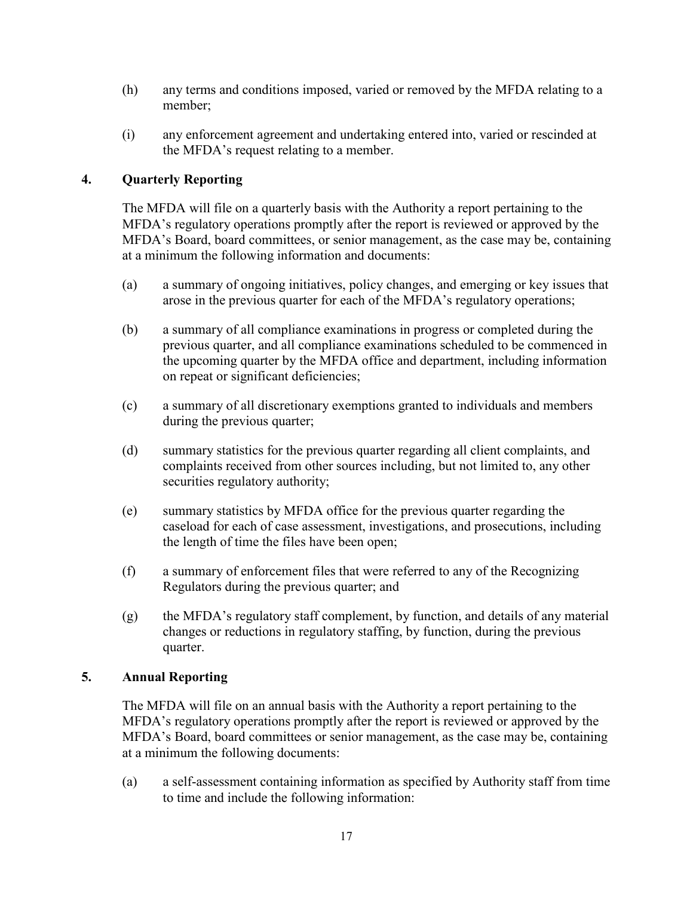(h) any terms and conditions imposed, varied or removed by the MFDA relating to a member;

(i) any enforcement agreement and undertaking entered into, varied or rescinded at the MFDA's request relating to a member.

## 4. Quarterly Reporting

The MFDA will file on a quarterly basis with the Authority a report pertaining to the MFDA's regulatory operations promptly after the report is reviewed or approved by the MFDA's Board, board committees, or senior management, as the case may be, containing at a minimum the following information and documents:

(a) a summary of ongoing initiatives, policy changes, and emerging or key issues that arose in the previous quarter for each of the MFDA's regulatory operations;

(b) a summary of all compliance examinations in progress or completed during the previous quarter, and all compliance examinations scheduled to be commenced in the upcoming quarter by the MFDA office and department, including information on repeat or significant deficiencies;

(c) a summary of all discretionary exemptions granted to individuals and members during the previous quarter;

(d) summary statistics for the previous quarter regarding all client complaints, and complaints received from other sources including, but not limited to, any other securities regulatory authority;

(e) summary statistics by MFDA office for the previous quarter regarding the caseload for each of case assessment, investigations, and prosecutions, including the length of time the files have been open;

(f) a summary of enforcement files that were referred to any of the Recognizing Regulators during the previous quarter; and

(g) the MFDA's regulatory staff complement, by function, and details of any material changes or reductions in regulatory staffing, by function, during the previous quarter.

## 5. Annual Reporting

The MFDA will file on an annual basis with the Authority a report pertaining to the MFDA's regulatory operations promptly after the report is reviewed or approved by the MFDA's Board, board committees or senior management, as the case may be, containing at a minimum the following documents:

(a) a self-assessment containing information as specified by Authority staff from time to time and include the following information: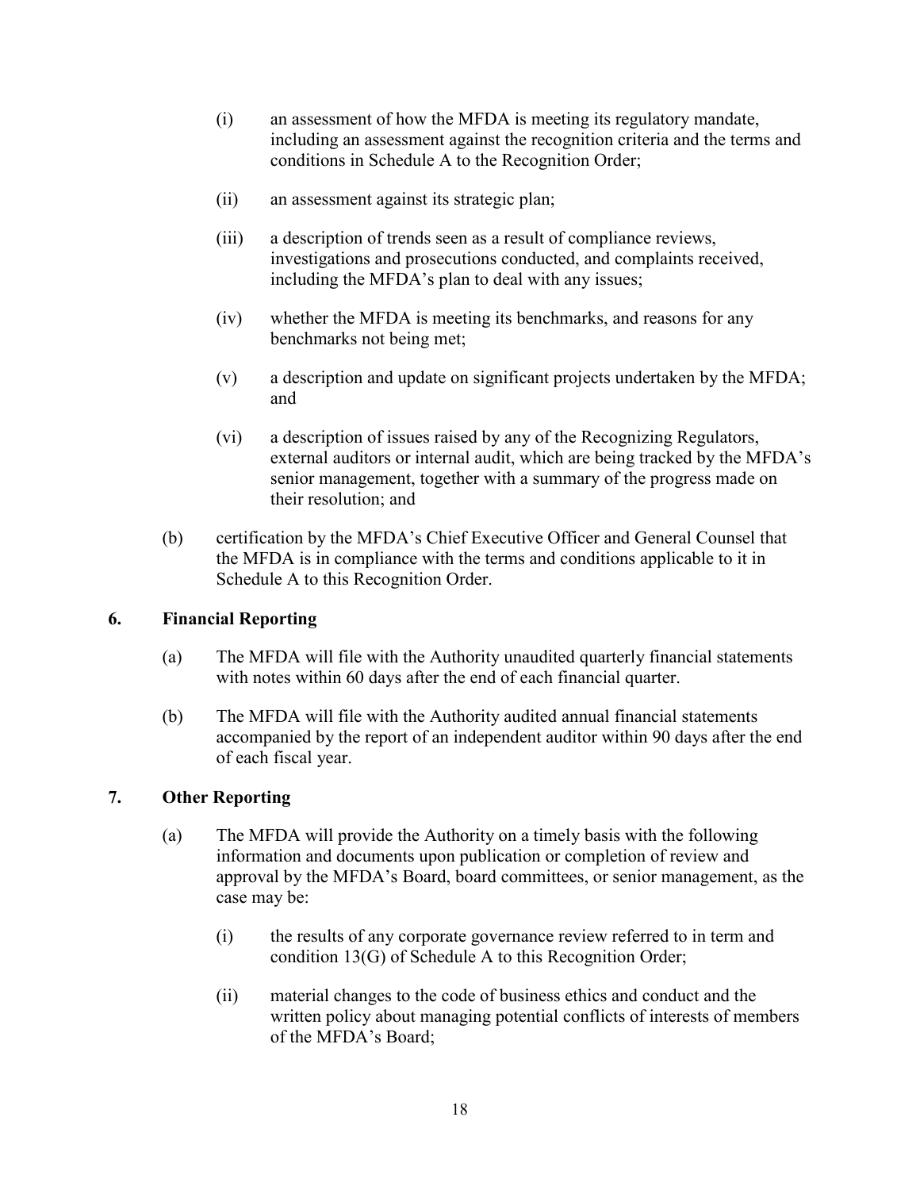(i) an assessment of how the MFDA is meeting its regulatory mandate, including an assessment against the recognition criteria and the terms and conditions in Schedule A to the Recognition Order;

(ii) an assessment against its strategic plan;

(iii) a description of trends seen as a result of compliance reviews, investigations and prosecutions conducted, and complaints received, including the MFDA's plan to deal with any issues;

(iv) whether the MFDA is meeting its benchmarks, and reasons for any benchmarks not being met;

(v) a description and update on significant projects undertaken by the MFDA; and

(vi) a description of issues raised by any of the Recognizing Regulators, external auditors or internal audit, which are being tracked by the MFDA's senior management, together with a summary of the progress made on their resolution; and

(b) certification by the MFDA's Chief Executive Officer and General Counsel that the MFDA is in compliance with the terms and conditions applicable to it in Schedule A to this Recognition Order.

## 6. Financial Reporting

(a) The MFDA will file with the Authority unaudited quarterly financial statements with notes within 60 days after the end of each financial quarter.

(b) The MFDA will file with the Authority audited annual financial statements accompanied by the report of an independent auditor within 90 days after the end of each fiscal year.

## 7. Other Reporting

(a) The MFDA will provide the Authority on a timely basis with the following information and documents upon publication or completion of review and approval by the MFDA's Board, board committees, or senior management, as the case may be:

(i) the results of any corporate governance review referred to in term and condition 13(G) of Schedule A to this Recognition Order;

(ii) material changes to the code of business ethics and conduct and the written policy about managing potential conflicts of interests of members of the MFDA's Board;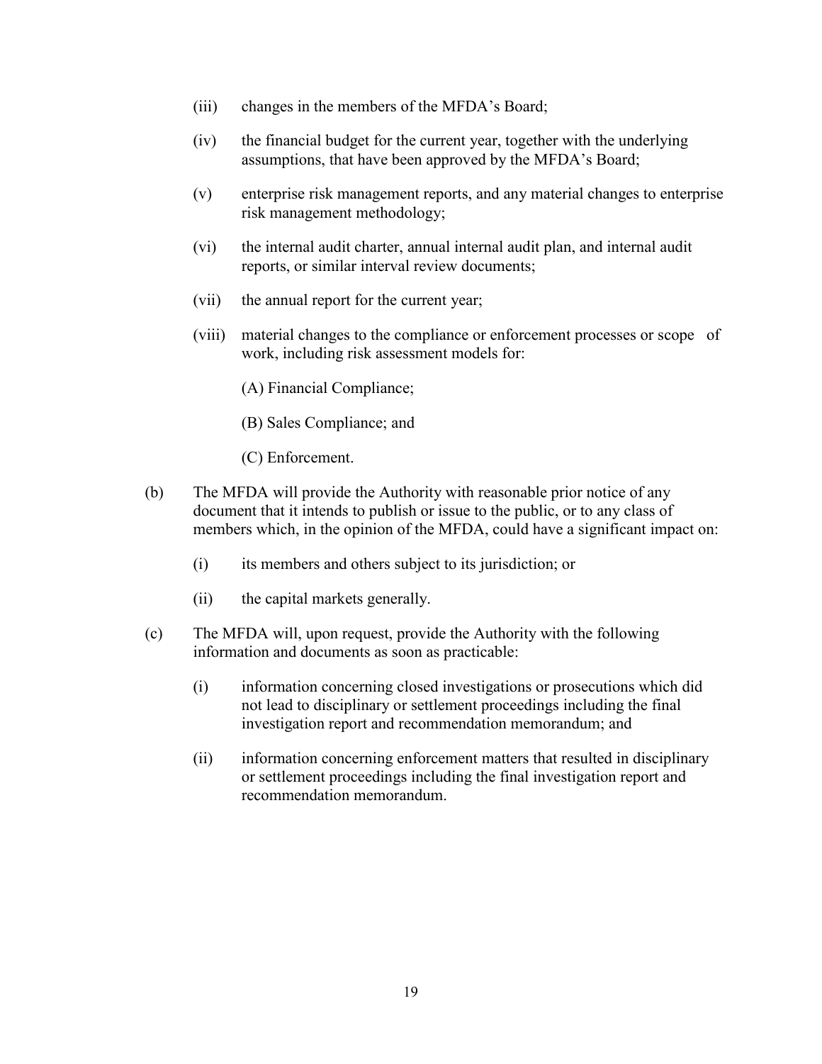(iii) changes in the members of the MFDA's Board;

(iv) the financial budget for the current year, together with the underlying assumptions, that have been approved by the MFDA's Board;

(v) enterprise risk management reports, and any material changes to enterprise risk management methodology;

(vi) the internal audit charter, annual internal audit plan, and internal audit reports, or similar interval review documents;

(vii) the annual report for the current year;

(viii) material changes to the compliance or enforcement processes or scope of work, including risk assessment models for:

(A) Financial Compliance;

(B) Sales Compliance; and

(C) Enforcement.

(b) The MFDA will provide the Authority with reasonable prior notice of any document that it intends to publish or issue to the public, or to any class of members which, in the opinion of the MFDA, could have a significant impact on:

(i) its members and others subject to its jurisdiction; or

(ii) the capital markets generally.

(c) The MFDA will, upon request, provide the Authority with the following information and documents as soon as practicable:

(i) information concerning closed investigations or prosecutions which did not lead to disciplinary or settlement proceedings including the final investigation report and recommendation memorandum; and

(ii) information concerning enforcement matters that resulted in disciplinary or settlement proceedings including the final investigation report and recommendation memorandum.